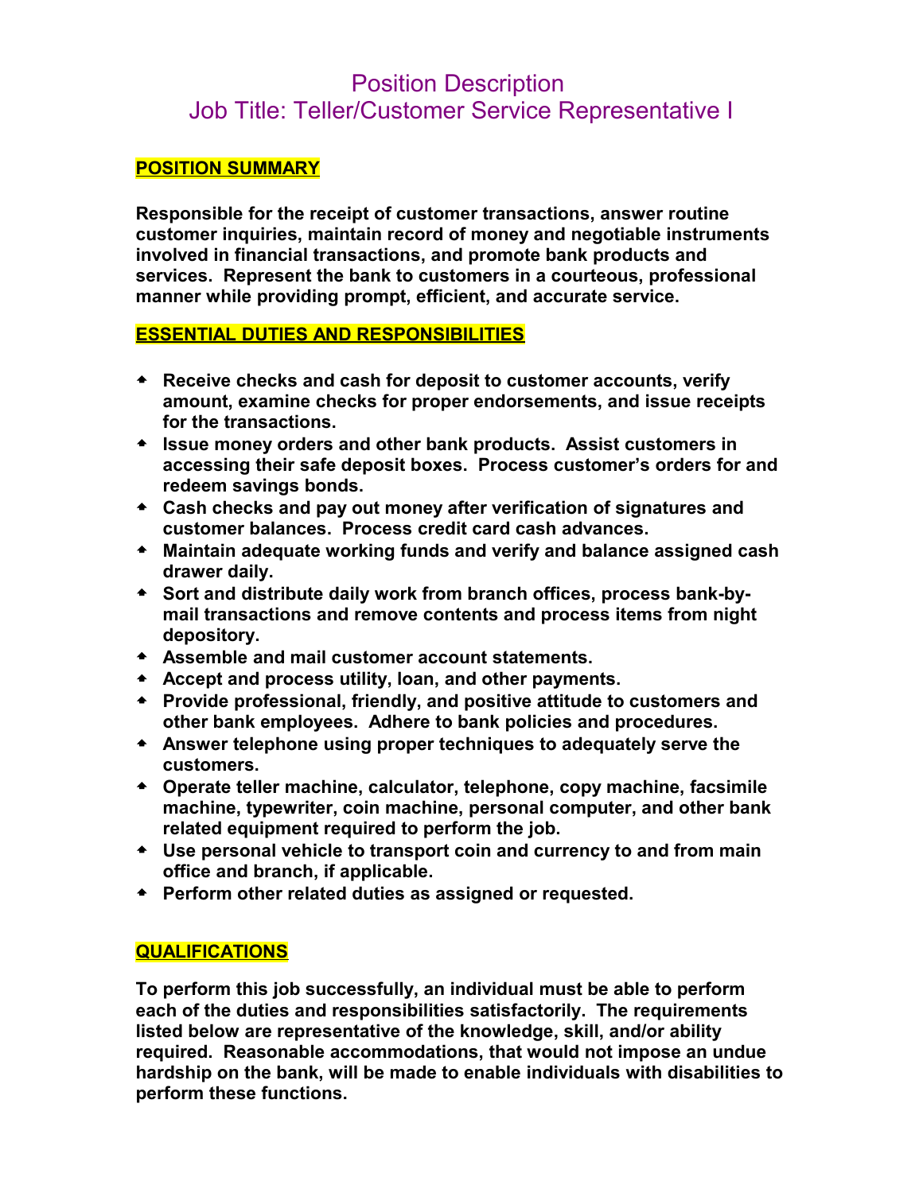# Position Description
# Job Title: Teller/Customer Service Representative I

## POSITION SUMMARY

**Responsible for the receipt of customer transactions, answer routine customer inquiries, maintain record of money and negotiable instruments involved in financial transactions, and promote bank products and services. Represent the bank to customers in a courteous, professional manner while providing prompt, efficient, and accurate service.**

## ESSENTIAL DUTIES AND RESPONSIBILITIES

- **Receive checks and cash for deposit to customer accounts, verify amount, examine checks for proper endorsements, and issue receipts for the transactions.**
- **Issue money orders and other bank products. Assist customers in accessing their safe deposit boxes. Process customer's orders for and redeem savings bonds.**
- **Cash checks and pay out money after verification of signatures and customer balances. Process credit card cash advances.**
- **Maintain adequate working funds and verify and balance assigned cash drawer daily.**
- **Sort and distribute daily work from branch offices, process bank-by-mail transactions and remove contents and process items from night depository.**
- **Assemble and mail customer account statements.**
- **Accept and process utility, loan, and other payments.**
- **Provide professional, friendly, and positive attitude to customers and other bank employees. Adhere to bank policies and procedures.**
- **Answer telephone using proper techniques to adequately serve the customers.**
- **Operate teller machine, calculator, telephone, copy machine, facsimile machine, typewriter, coin machine, personal computer, and other bank related equipment required to perform the job.**
- **Use personal vehicle to transport coin and currency to and from main office and branch, if applicable.**
- **Perform other related duties as assigned or requested.**

## QUALIFICATIONS

**To perform this job successfully, an individual must be able to perform each of the duties and responsibilities satisfactorily. The requirements listed below are representative of the knowledge, skill, and/or ability required. Reasonable accommodations, that would not impose an undue hardship on the bank, will be made to enable individuals with disabilities to perform these functions.**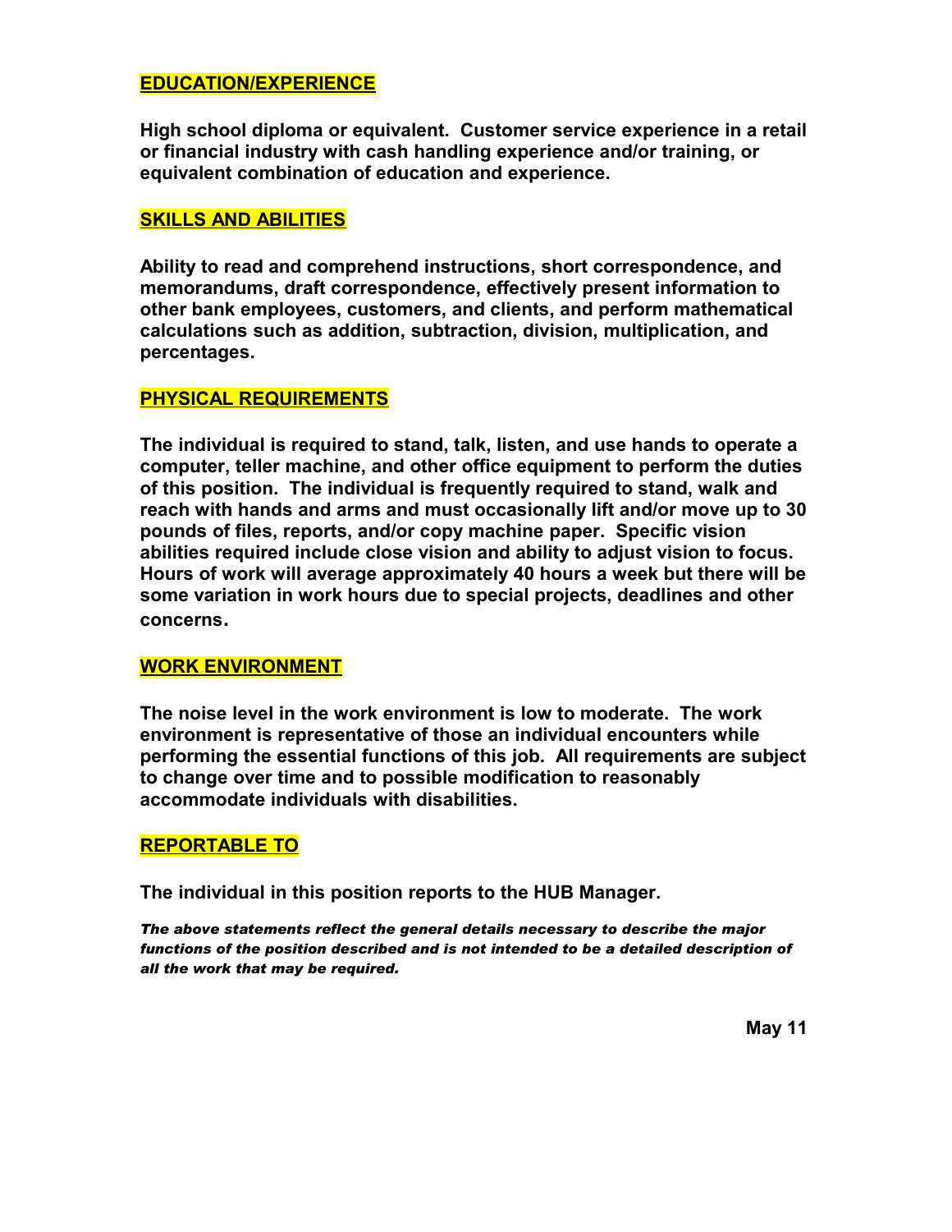## EDUCATION/EXPERIENCE

**High school diploma or equivalent. Customer service experience in a retail or financial industry with cash handling experience and/or training, or equivalent combination of education and experience.**

## SKILLS AND ABILITIES

**Ability to read and comprehend instructions, short correspondence, and memorandums, draft correspondence, effectively present information to other bank employees, customers, and clients, and perform mathematical calculations such as addition, subtraction, division, multiplication, and percentages.**

## PHYSICAL REQUIREMENTS

**The individual is required to stand, talk, listen, and use hands to operate a computer, teller machine, and other office equipment to perform the duties of this position. The individual is frequently required to stand, walk and reach with hands and arms and must occasionally lift and/or move up to 30 pounds of files, reports, and/or copy machine paper. Specific vision abilities required include close vision and ability to adjust vision to focus. Hours of work will average approximately 40 hours a week but there will be some variation in work hours due to special projects, deadlines and other concerns.**

## WORK ENVIRONMENT

**The noise level in the work environment is low to moderate. The work environment is representative of those an individual encounters while performing the essential functions of this job. All requirements are subject to change over time and to possible modification to reasonably accommodate individuals with disabilities.**

## REPORTABLE TO

**The individual in this position reports to the HUB Manager.**

***The above statements reflect the general details necessary to describe the major functions of the position described and is not intended to be a detailed description of all the work that may be required.***

**May 11**